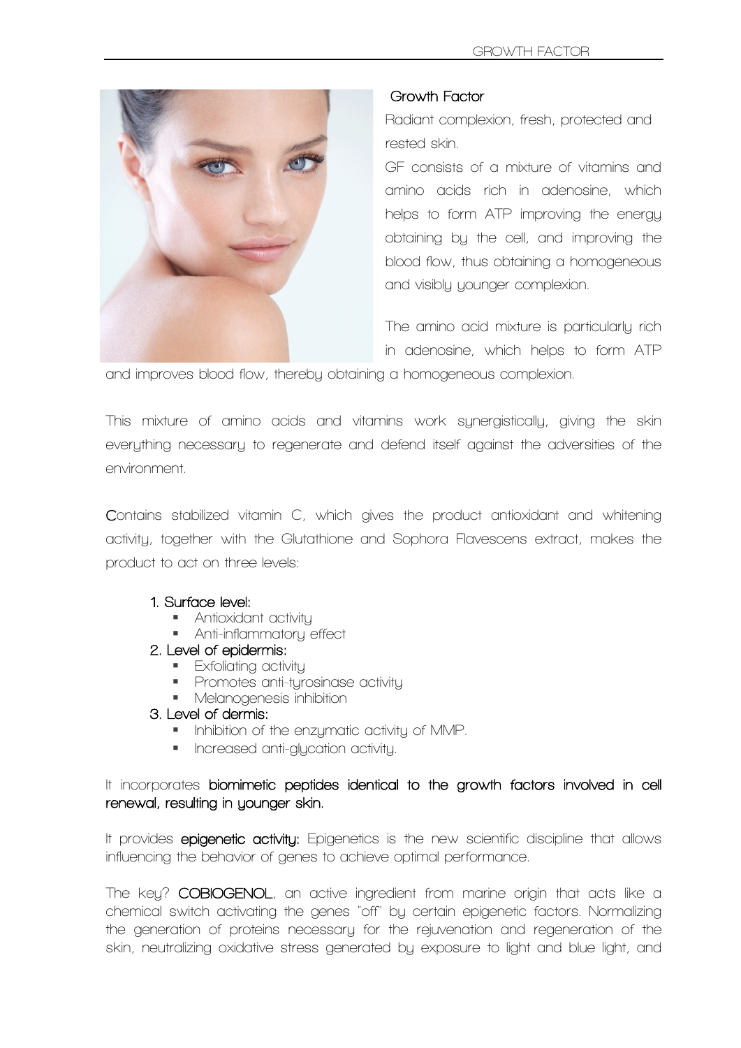## Growth Factor

Radiant complexion, fresh, protected and rested skin.

GF consists of a mixture of vitamins and amino acids rich in adenosine, which helps to form ATP improving the energy obtaining by the cell, and improving the blood flow, thus obtaining a homogeneous and visibly younger complexion.

The amino acid mixture is particularly rich in adenosine, which helps to form ATP and improves blood flow, thereby obtaining a homogeneous complexion.

This mixture of amino acids and vitamins work synergistically, giving the skin everything necessary to regenerate and defend itself against the adversities of the environment.

Contains stabilized vitamin C, which gives the product antioxidant and whitening activity, together with the Glutathione and Sophora Flavescens extract, makes the product to act on three levels:

1. Surface level:
   - Antioxidant activity
   - Anti-inflammatory effect
2. Level of epidermis:
   - Exfoliating activity
   - Promotes anti-tyrosinase activity
   - Melanogenesis inhibition
3. Level of dermis:
   - Inhibition of the enzymatic activity of MMP.
   - Increased anti-glycation activity.

It incorporates **biomimetic peptides identical to the growth factors involved in cell renewal, resulting in younger skin.**

It provides **epigenetic activity:** Epigenetics is the new scientific discipline that allows influencing the behavior of genes to achieve optimal performance.

The key? **COBIOGENOL**, an active ingredient from marine origin that acts like a chemical switch activating the genes "off" by certain epigenetic factors. Normalizing the generation of proteins necessary for the rejuvenation and regeneration of the skin, neutralizing oxidative stress generated by exposure to light and blue light, and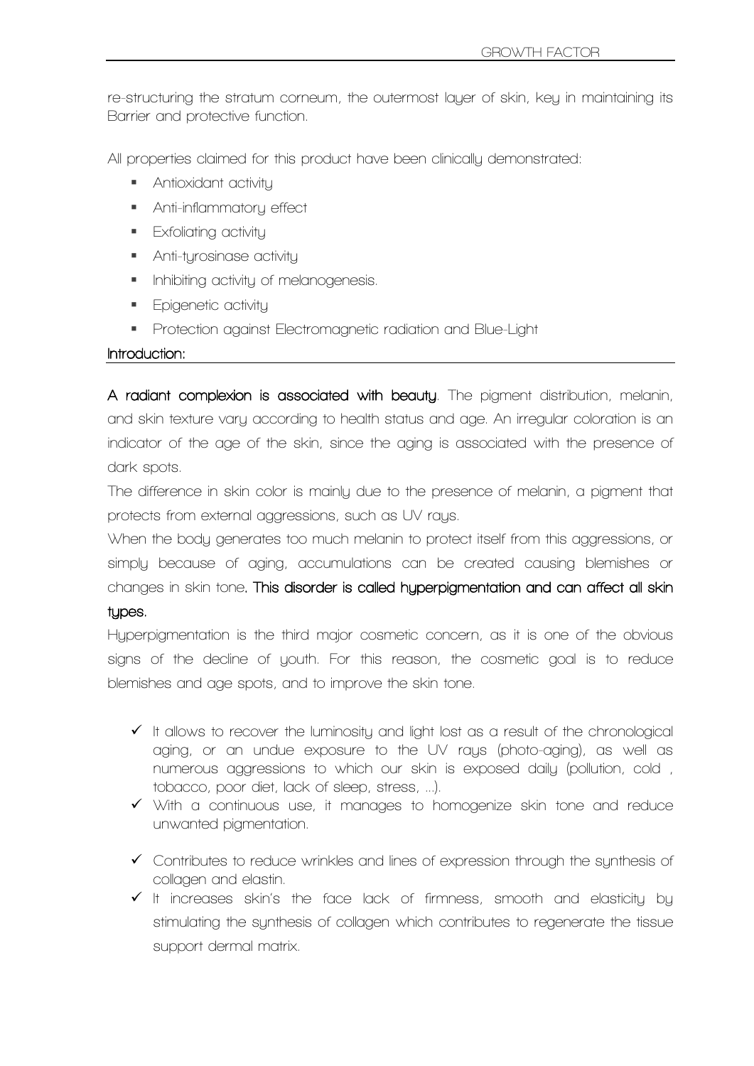re-structuring the stratum corneum, the outermost layer of skin, key in maintaining its Barrier and protective function.

All properties claimed for this product have been clinically demonstrated:

- Antioxidant activity
- Anti-inflammatory effect
- Exfoliating activity
- Anti-tyrosinase activity
- Inhibiting activity of melanogenesis.
- Epigenetic activity
- Protection against Electromagnetic radiation and Blue-Light

## Introduction:

**A radiant complexion is associated with beauty**. The pigment distribution, melanin, and skin texture vary according to health status and age. An irregular coloration is an indicator of the age of the skin, since the aging is associated with the presence of dark spots.

The difference in skin color is mainly due to the presence of melanin, a pigment that protects from external aggressions, such as UV rays.

When the body generates too much melanin to protect itself from this aggressions, or simply because of aging, accumulations can be created causing blemishes or changes in skin tone. **This disorder is called hyperpigmentation and can affect all skin types.**

Hyperpigmentation is the third major cosmetic concern, as it is one of the obvious signs of the decline of youth. For this reason, the cosmetic goal is to reduce blemishes and age spots, and to improve the skin tone.

- ✓ It allows to recover the luminosity and light lost as a result of the chronological aging, or an undue exposure to the UV rays (photo-aging), as well as numerous aggressions to which our skin is exposed daily (pollution, cold , tobacco, poor diet, lack of sleep, stress, ...).
- ✓ With a continuous use, it manages to homogenize skin tone and reduce unwanted pigmentation.
- ✓ Contributes to reduce wrinkles and lines of expression through the synthesis of collagen and elastin.
- ✓ It increases skin's the face lack of firmness, smooth and elasticity by stimulating the synthesis of collagen which contributes to regenerate the tissue support dermal matrix.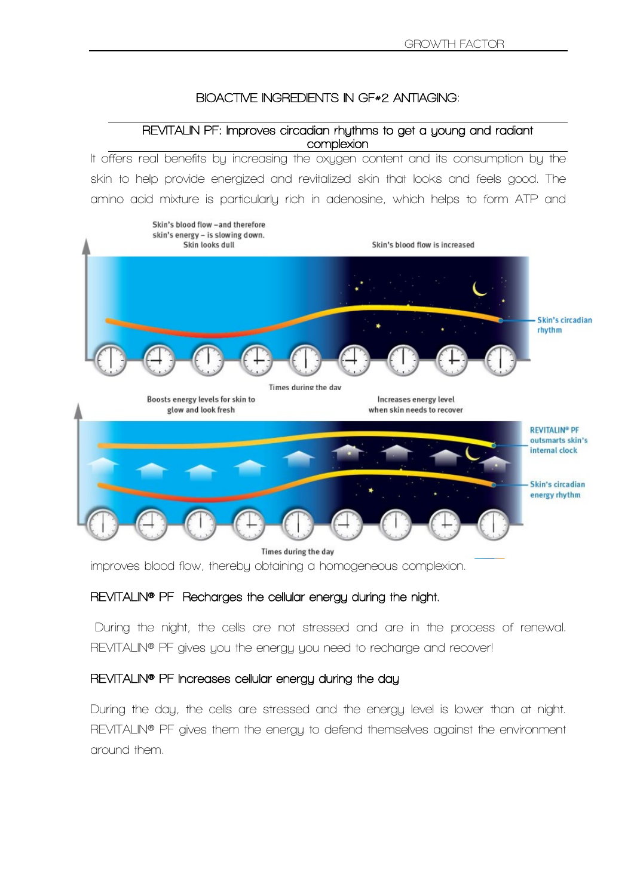## BIOACTIVE INGREDIENTS IN GF#2 ANTIAGING:

### REVITALIN PF: Improves circadian rhythms to get a young and radiant complexion

It offers real benefits by increasing the oxygen content and its consumption by the skin to help provide energized and revitalized skin that looks and feels good. The amino acid mixture is particularly rich in adenosine, which helps to form ATP and improves blood flow, thereby obtaining a homogeneous complexion.

### REVITALIN® PF Recharges the cellular energy during the night.

During the night, the cells are not stressed and are in the process of renewal. REVITALIN® PF gives you the energy you need to recharge and recover!

### REVITALIN® PF Increases cellular energy during the day

During the day, the cells are stressed and the energy level is lower than at night. REVITALIN® PF gives them the energy to defend themselves against the environment around them.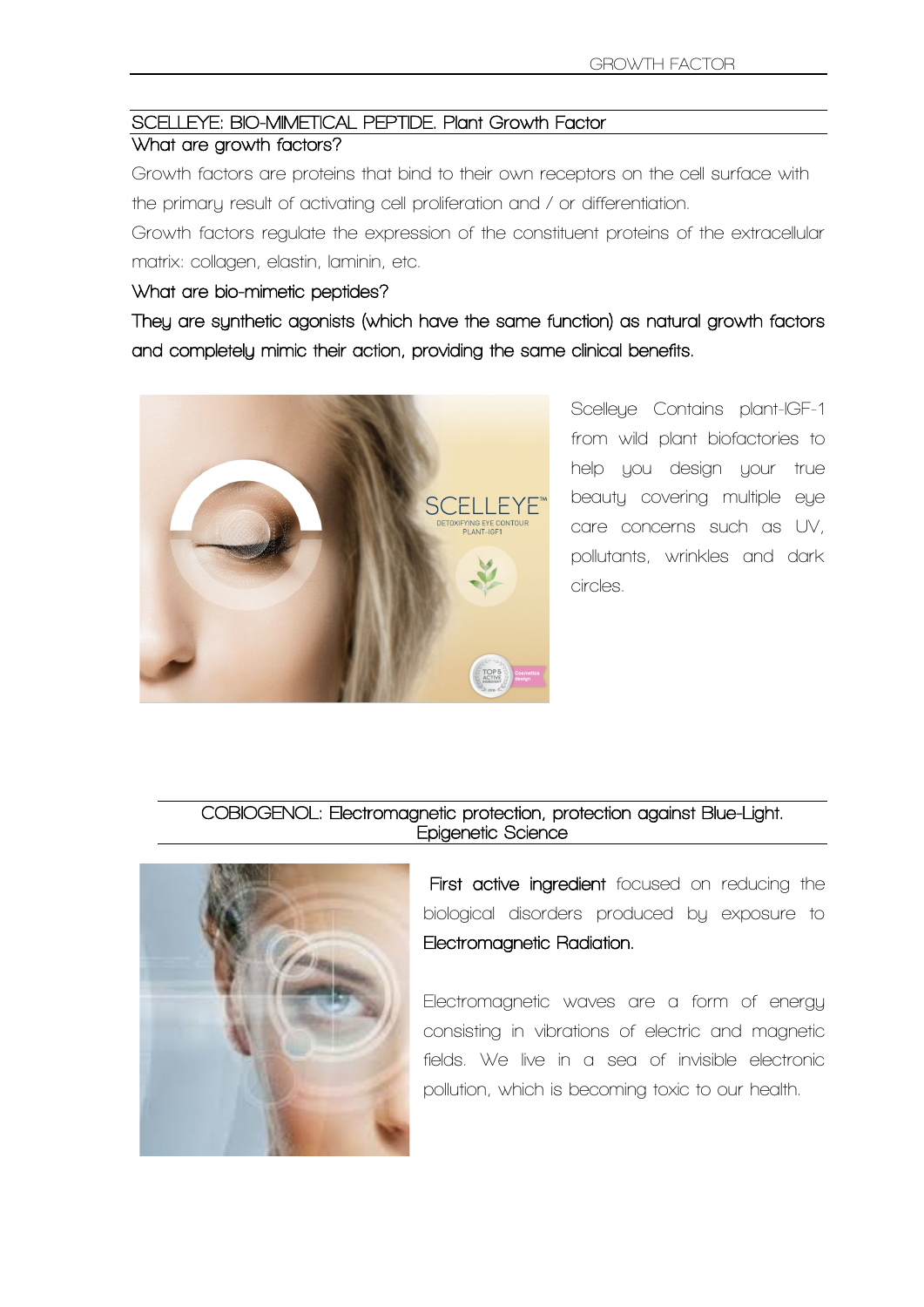## SCELLEYE: BIO-MIMETICAL PEPTIDE. Plant Growth Factor

### What are growth factors?

Growth factors are proteins that bind to their own receptors on the cell surface with the primary result of activating cell proliferation and / or differentiation.

Growth factors regulate the expression of the constituent proteins of the extracellular matrix: collagen, elastin, laminin, etc.

### What are bio-mimetic peptides?

**They are synthetic agonists (which have the same function) as natural growth factors and completely mimic their action, providing the same clinical benefits.**

Scelleye Contains plant-IGF-1 from wild plant biofactories to help you design your true beauty covering multiple eye care concerns such as UV, pollutants, wrinkles and dark circles.

## COBIOGENOL: Electromagnetic protection, protection against Blue-Light. Epigenetic Science

**First active ingredient** focused on reducing the biological disorders produced by exposure to **Electromagnetic Radiation.**

Electromagnetic waves are a form of energy consisting in vibrations of electric and magnetic fields. We live in a sea of invisible electronic pollution, which is becoming toxic to our health.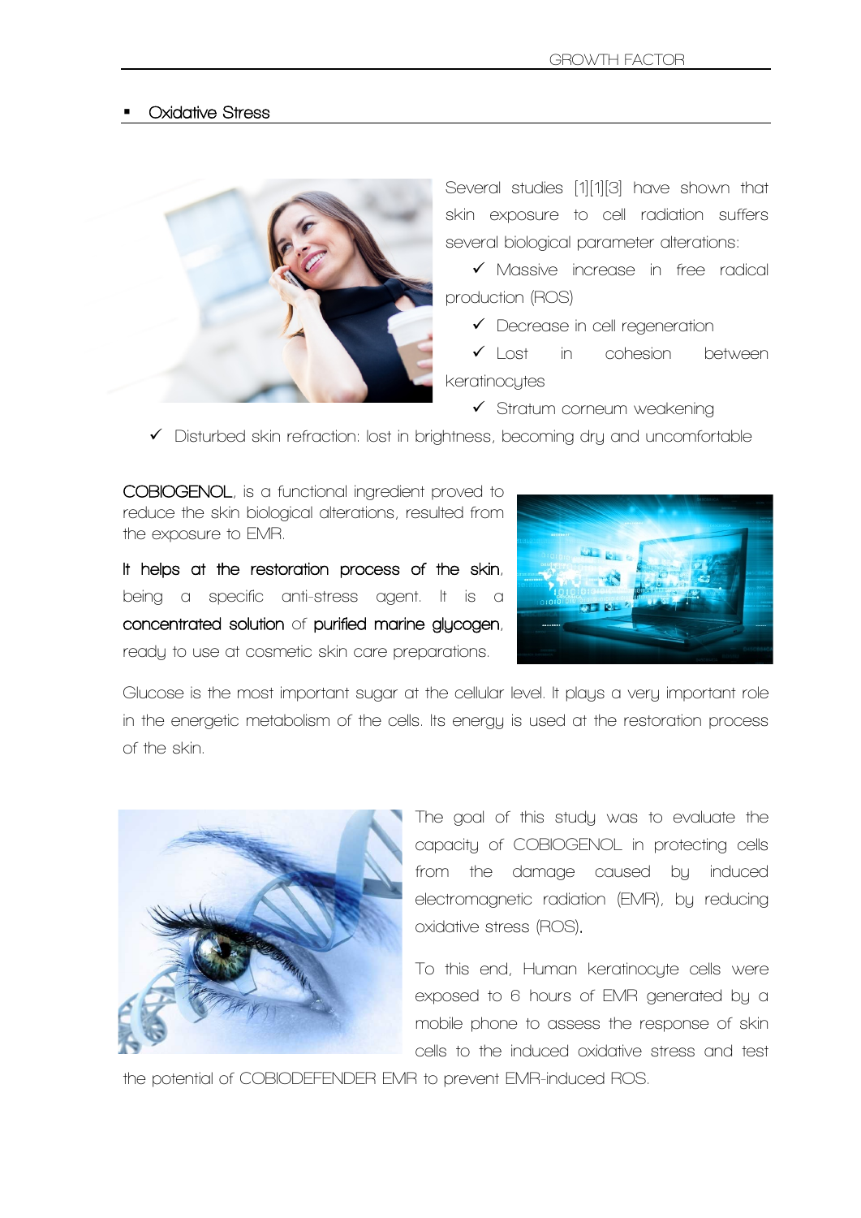- **Oxidative Stress**

Several studies [1][1][3] have shown that skin exposure to cell radiation suffers several biological parameter alterations:

- ✓ Massive increase in free radical production (ROS)
- ✓ Decrease in cell regeneration
- ✓ Lost in cohesion between keratinocytes
- ✓ Stratum corneum weakening
- ✓ Disturbed skin refraction: lost in brightness, becoming dry and uncomfortable

**COBIOGENOL**, is a functional ingredient proved to reduce the skin biological alterations, resulted from the exposure to EMR.

**It helps at the restoration process of the skin**, being a specific anti-stress agent. It is a **concentrated solution** of **purified marine glycogen**, ready to use at cosmetic skin care preparations.

Glucose is the most important sugar at the cellular level. It plays a very important role in the energetic metabolism of the cells. Its energy is used at the restoration process of the skin.

The goal of this study was to evaluate the capacity of COBIOGENOL in protecting cells from the damage caused by induced electromagnetic radiation (EMR), by reducing oxidative stress (ROS).

To this end, Human keratinocyte cells were exposed to 6 hours of EMR generated by a mobile phone to assess the response of skin cells to the induced oxidative stress and test the potential of COBIODEFENDER EMR to prevent EMR-induced ROS.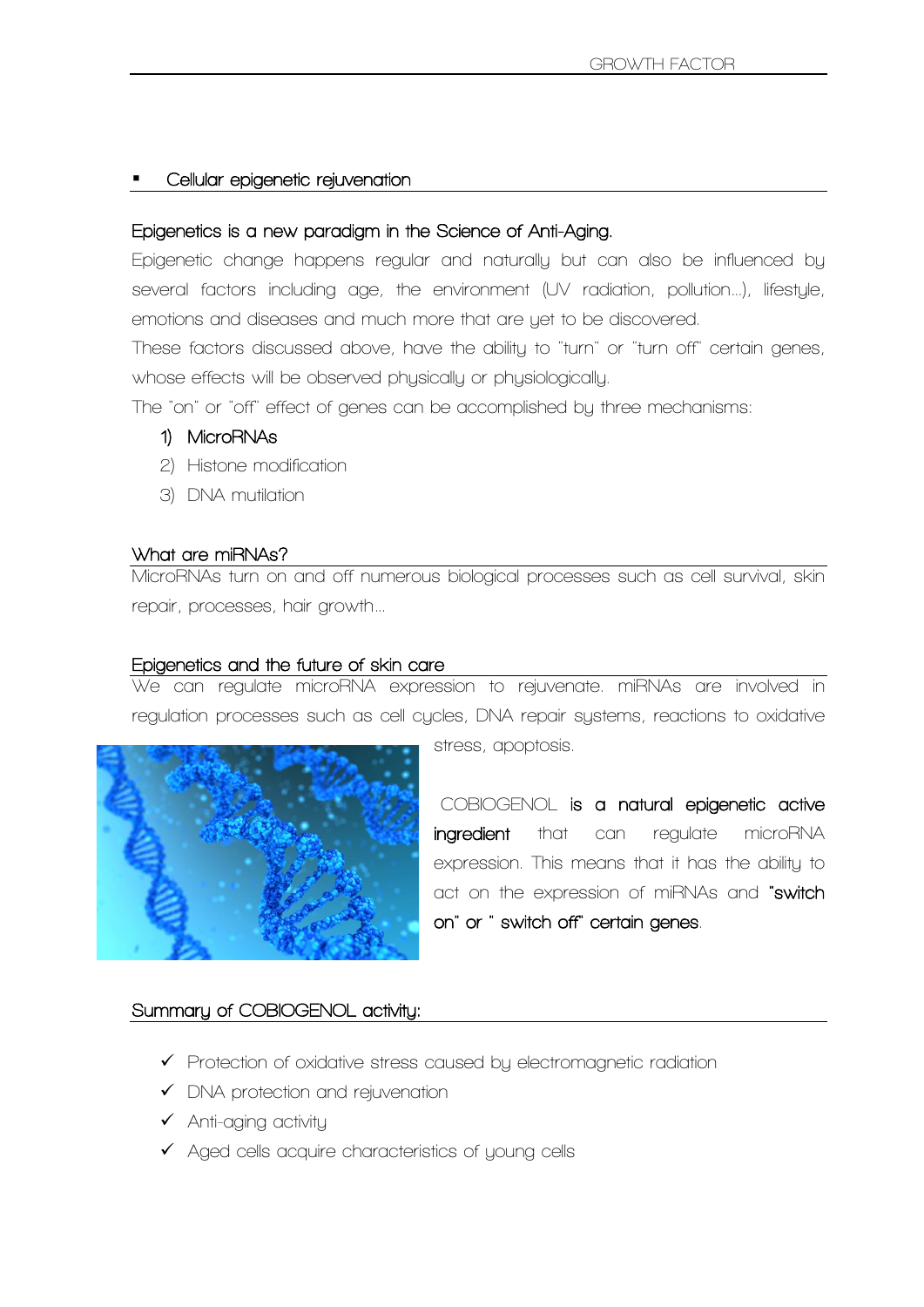- **Cellular epigenetic rejuvenation**

**Epigenetics is a new paradigm in the Science of Anti-Aging.**

Epigenetic change happens regular and naturally but can also be influenced by several factors including age, the environment (UV radiation, pollution…), lifestyle, emotions and diseases and much more that are yet to be discovered.

These factors discussed above, have the ability to "turn" or "turn off" certain genes, whose effects will be observed physically or physiologically.

The "on" or "off" effect of genes can be accomplished by three mechanisms:

1) MicroRNAs
2) Histone modification
3) DNA mutilation

**What are miRNAs?**

MicroRNAs turn on and off numerous biological processes such as cell survival, skin repair, processes, hair growth…

**Epigenetics and the future of skin care**

We can regulate microRNA expression to rejuvenate. miRNAs are involved in regulation processes such as cell cycles, DNA repair systems, reactions to oxidative stress, apoptosis.

COBIOGENOL **is a natural epigenetic active ingredient** that can regulate microRNA expression. This means that it has the ability to act on the expression of miRNAs and **"switch on" or " switch off" certain genes**.

**Summary of COBIOGENOL activity:**

- ✓ Protection of oxidative stress caused by electromagnetic radiation
- ✓ DNA protection and rejuvenation
- ✓ Anti-aging activity
- ✓ Aged cells acquire characteristics of young cells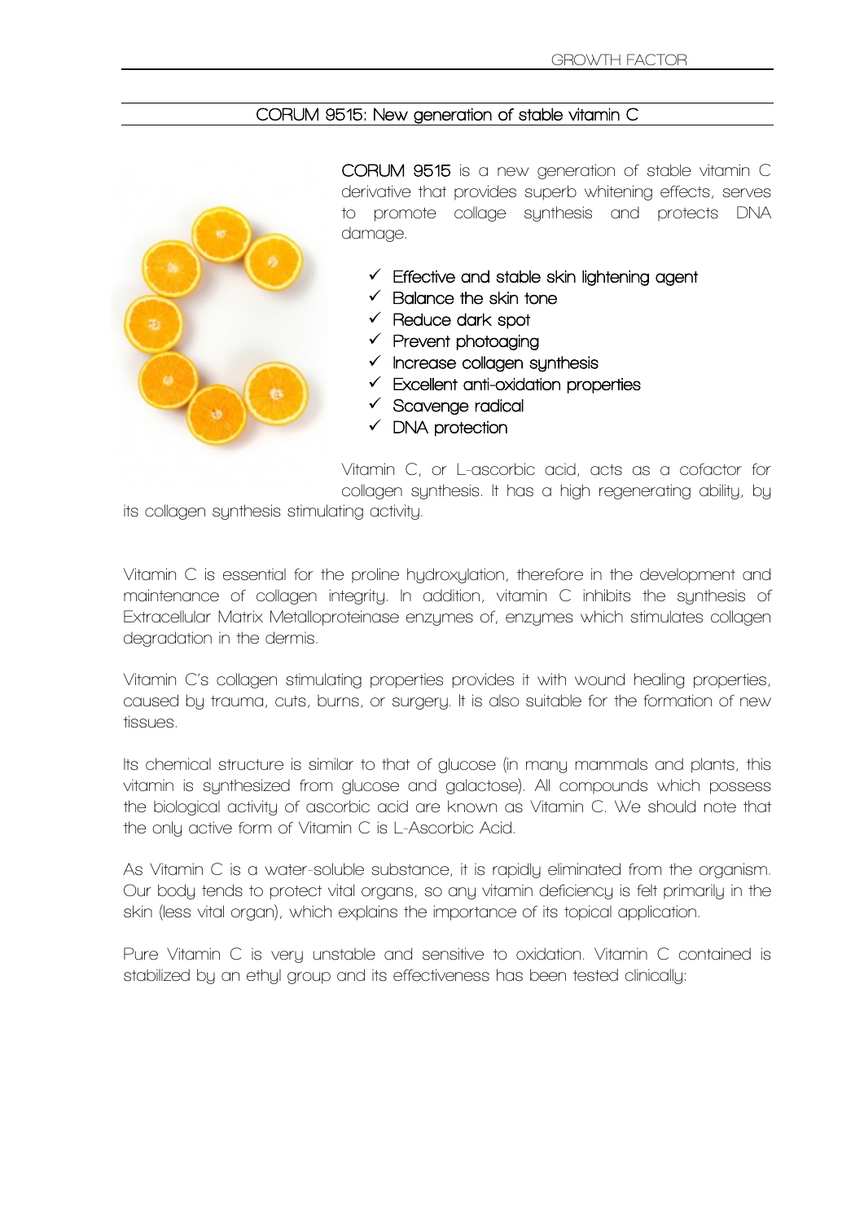## CORUM 9515: New generation of stable vitamin C

**CORUM 9515** is a new generation of stable vitamin C derivative that provides superb whitening effects, serves to promote collage synthesis and protects DNA damage.

- ✓ Effective and stable skin lightening agent
- ✓ Balance the skin tone
- ✓ Reduce dark spot
- ✓ Prevent photoaging
- ✓ Increase collagen synthesis
- ✓ Excellent anti-oxidation properties
- ✓ Scavenge radical
- ✓ DNA protection

Vitamin C, or L-ascorbic acid, acts as a cofactor for collagen synthesis. It has a high regenerating ability, by its collagen synthesis stimulating activity.

Vitamin C is essential for the proline hydroxylation, therefore in the development and maintenance of collagen integrity. In addition, vitamin C inhibits the synthesis of Extracellular Matrix Metalloproteinase enzymes of, enzymes which stimulates collagen degradation in the dermis.

Vitamin C's collagen stimulating properties provides it with wound healing properties, caused by trauma, cuts, burns, or surgery. It is also suitable for the formation of new tissues.

Its chemical structure is similar to that of glucose (in many mammals and plants, this vitamin is synthesized from glucose and galactose). All compounds which possess the biological activity of ascorbic acid are known as Vitamin C. We should note that the only active form of Vitamin C is L-Ascorbic Acid.

As Vitamin C is a water-soluble substance, it is rapidly eliminated from the organism. Our body tends to protect vital organs, so any vitamin deficiency is felt primarily in the skin (less vital organ), which explains the importance of its topical application.

Pure Vitamin C is very unstable and sensitive to oxidation. Vitamin C contained is stabilized by an ethyl group and its effectiveness has been tested clinically: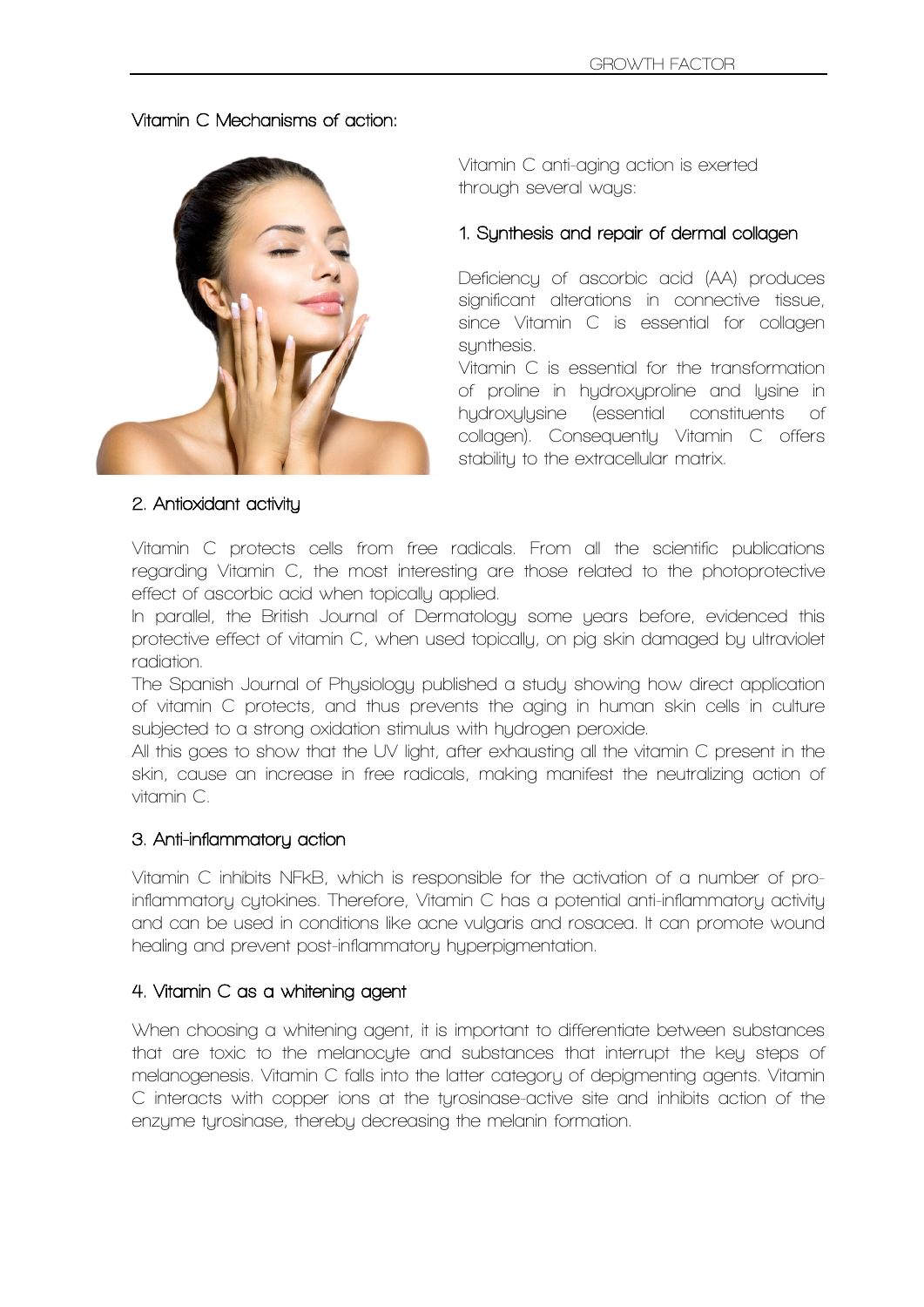## Vitamin C Mechanisms of action:

Vitamin C anti-aging action is exerted through several ways:

### 1. Synthesis and repair of dermal collagen

Deficiency of ascorbic acid (AA) produces significant alterations in connective tissue, since Vitamin C is essential for collagen synthesis.

Vitamin C is essential for the transformation of proline in hydroxyproline and lysine in hydroxylysine (essential constituents of collagen). Consequently Vitamin C offers stability to the extracellular matrix.

### 2. Antioxidant activity

Vitamin C protects cells from free radicals. From all the scientific publications regarding Vitamin C, the most interesting are those related to the photoprotective effect of ascorbic acid when topically applied.

In parallel, the British Journal of Dermatology some years before, evidenced this protective effect of vitamin C, when used topically, on pig skin damaged by ultraviolet radiation.

The Spanish Journal of Physiology published a study showing how direct application of vitamin C protects, and thus prevents the aging in human skin cells in culture subjected to a strong oxidation stimulus with hydrogen peroxide.

All this goes to show that the UV light, after exhausting all the vitamin C present in the skin, cause an increase in free radicals, making manifest the neutralizing action of vitamin C.

### 3. Anti-inflammatory action

Vitamin C inhibits NFkB, which is responsible for the activation of a number of pro-inflammatory cytokines. Therefore, Vitamin C has a potential anti-inflammatory activity and can be used in conditions like acne vulgaris and rosacea. It can promote wound healing and prevent post-inflammatory hyperpigmentation.

### 4. Vitamin C as a whitening agent

When choosing a whitening agent, it is important to differentiate between substances that are toxic to the melanocyte and substances that interrupt the key steps of melanogenesis. Vitamin C falls into the latter category of depigmenting agents. Vitamin C interacts with copper ions at the tyrosinase-active site and inhibits action of the enzyme tyrosinase, thereby decreasing the melanin formation.